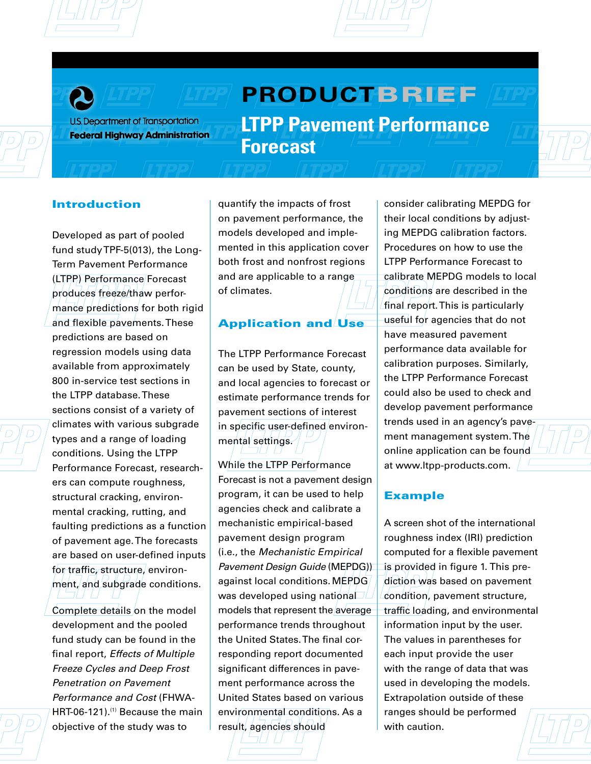U.S. Department of Transportation
**Federal Highway Administration**

# PRODUCTBRIEF

# LTPP Pavement Performance Forecast

## Introduction

Developed as part of pooled fund study TPF-5(013), the Long-Term Pavement Performance (LTPP) Performance Forecast produces freeze/thaw performance predictions for both rigid and flexible pavements. These predictions are based on regression models using data available from approximately 800 in-service test sections in the LTPP database. These sections consist of a variety of climates with various subgrade types and a range of loading conditions. Using the LTPP Performance Forecast, researchers can compute roughness, structural cracking, environmental cracking, rutting, and faulting predictions as a function of pavement age. The forecasts are based on user-defined inputs for traffic, structure, environment, and subgrade conditions.

Complete details on the model development and the pooled fund study can be found in the final report, *Effects of Multiple Freeze Cycles and Deep Frost Penetration on Pavement Performance and Cost* (FHWA-HRT-06-121).[1] Because the main objective of the study was to quantify the impacts of frost on pavement performance, the models developed and implemented in this application cover both frost and nonfrost regions and are applicable to a range of climates.

## Application and Use

The LTPP Performance Forecast can be used by State, county, and local agencies to forecast or estimate performance trends for pavement sections of interest in specific user-defined environmental settings.

While the LTPP Performance Forecast is not a pavement design program, it can be used to help agencies check and calibrate a mechanistic empirical-based pavement design program (i.e., the *Mechanistic Empirical Pavement Design Guide* (MEPDG)) against local conditions. MEPDG was developed using national models that represent the average performance trends throughout the United States. The final corresponding report documented significant differences in pavement performance across the United States based on various environmental conditions. As a result, agencies should consider calibrating MEPDG for their local conditions by adjusting MEPDG calibration factors. Procedures on how to use the LTPP Performance Forecast to calibrate MEPDG models to local conditions are described in the final report. This is particularly useful for agencies that do not have measured pavement performance data available for calibration purposes. Similarly, the LTPP Performance Forecast could also be used to check and develop pavement performance trends used in an agency's pavement management system. The online application can be found at www.ltpp-products.com.

## Example

A screen shot of the international roughness index (IRI) prediction computed for a flexible pavement is provided in figure 1. This prediction was based on pavement condition, pavement structure, traffic loading, and environmental information input by the user. The values in parentheses for each input provide the user with the range of data that was used in developing the models. Extrapolation outside of these ranges should be performed with caution.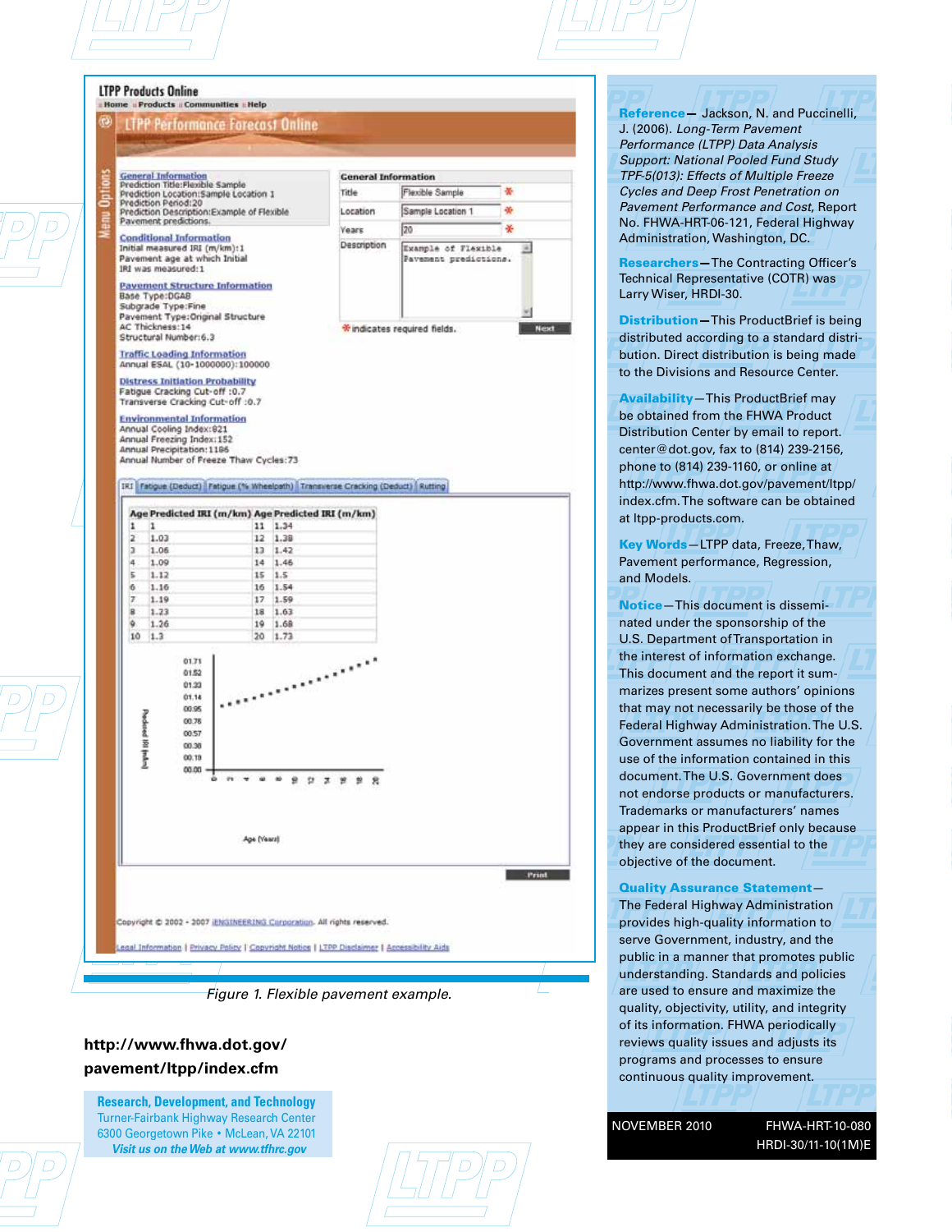LTPP Products Online

Home | Products | Communities | Help

LTPP Performance Forecast Online

Menu Options

General Information
Prediction Title:Flexible Sample
Prediction Location:Sample Location 1
Prediction Period:20
Prediction Description:Example of Flexible Pavement predictions.

Conditional Information
Initial measured IRI (m/km):1
Pavement age at which Initial IRI was measured:1

Pavement Structure Information
Base Type:DGAB
Subgrade Type:Fine
Pavement Type:Original Structure
AC Thickness:14
Structural Number:6.3

Traffic Loading Information
Annual ESAL (10-1000000):100000

Distress Initiation Probability
Fatigue Cracking Cut-off :0.7
Transverse Cracking Cut-off :0.7

Environmental Information
Annual Cooling Index:821
Annual Freezing Index:152
Annual Precipitation:1186
Annual Number of Freeze Thaw Cycles:73

General Information
Title: Flexible Sample *
Location: Sample Location 1 *
Years: 20 *
Description: Example of Flexible Pavement predictions.

* indicates required fields.

Next

IRI | Fatigue (Deduct) | Fatigue (% Wheelpath) | Transverse Cracking (Deduct) | Rutting

| Age | Predicted IRI (m/km) | Age | Predicted IRI (m/km) |
|---|---|---|---|
| 1 | 1 | 11 | 1.34 |
| 2 | 1.03 | 12 | 1.38 |
| 3 | 1.06 | 13 | 1.42 |
| 4 | 1.09 | 14 | 1.46 |
| 5 | 1.12 | 15 | 1.5 |
| 6 | 1.16 | 16 | 1.54 |
| 7 | 1.19 | 17 | 1.59 |
| 8 | 1.23 | 18 | 1.63 |
| 9 | 1.26 | 19 | 1.68 |
| 10 | 1.3 | 20 | 1.73 |

Predicted IRI (m/km)

01.71
01.52
01.33
01.14
00.95
00.76
00.57
00.38
00.19
00.00

Age (Years)

Print

Copyright © 2002 - 2007 iENGINEERING Corporation. All rights reserved.

Legal Information | Privacy Policy | Copyright Notice | LTPP Disclaimer | Accessibility Aids

*Figure 1. Flexible pavement example.*

**http://www.fhwa.dot.gov/pavement/ltpp/index.cfm**

**Research, Development, and Technology**
Turner-Fairbank Highway Research Center
6300 Georgetown Pike • McLean, VA 22101
*Visit us on the Web at www.tfhrc.gov*

**Reference**—Jackson, N. and Puccinelli, J. (2006). *Long-Term Pavement Performance (LTPP) Data Analysis Support: National Pooled Fund Study TPF-5(013): Effects of Multiple Freeze Cycles and Deep Frost Penetration on Pavement Performance and Cost*, Report No. FHWA-HRT-06-121, Federal Highway Administration, Washington, DC.

**Researchers**—The Contracting Officer's Technical Representative (COTR) was Larry Wiser, HRDI-30.

**Distribution**—This ProductBrief is being distributed according to a standard distribution. Direct distribution is being made to the Divisions and Resource Center.

**Availability**—This ProductBrief may be obtained from the FHWA Product Distribution Center by email to report.center@dot.gov, fax to (814) 239-2156, phone to (814) 239-1160, or online at http://www.fhwa.dot.gov/pavement/ltpp/index.cfm. The software can be obtained at ltpp-products.com.

**Key Words**—LTPP data, Freeze, Thaw, Pavement performance, Regression, and Models.

**Notice**—This document is disseminated under the sponsorship of the U.S. Department of Transportation in the interest of information exchange. This document and the report it summarizes present some authors' opinions that may not necessarily be those of the Federal Highway Administration. The U.S. Government assumes no liability for the use of the information contained in this document. The U.S. Government does not endorse products or manufacturers. Trademarks or manufacturers' names appear in this ProductBrief only because they are considered essential to the objective of the document.

**Quality Assurance Statement**—The Federal Highway Administration provides high-quality information to serve Government, industry, and the public in a manner that promotes public understanding. Standards and policies are used to ensure and maximize the quality, objectivity, utility, and integrity of its information. FHWA periodically reviews quality issues and adjusts its programs and processes to ensure continuous quality improvement.

NOVEMBER 2010 FHWA-HRT-10-080
HRDI-30/11-10(1M)E